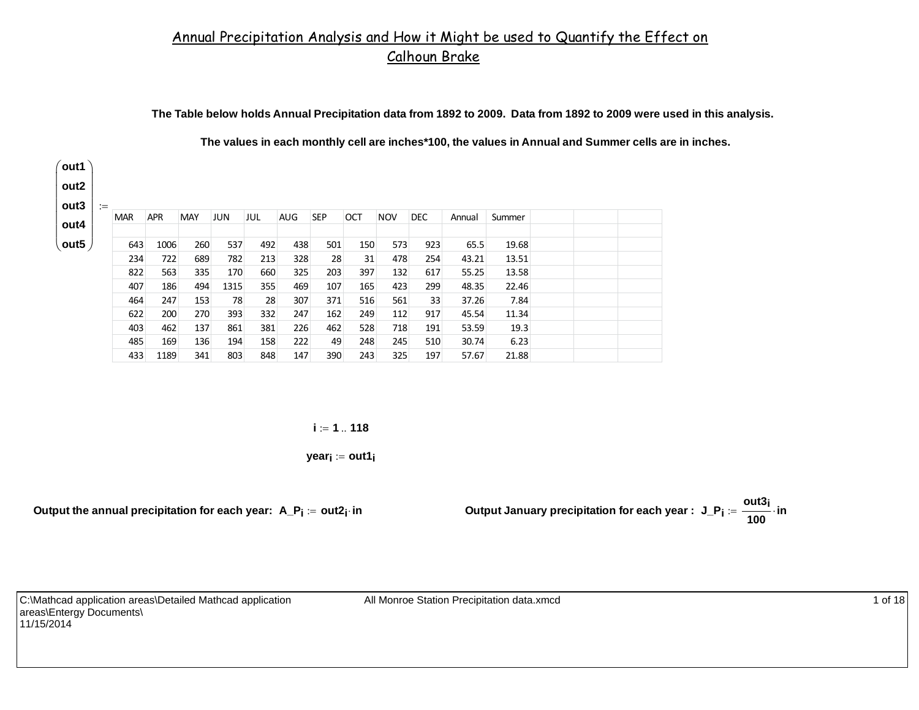# Annual Precipitation Analysis and How it Might be used to Quantify the Effect on Calhoun Brake

**The Table below holds Annual Precipitation data from 1892 to 2009. Data from 1892 to 2009 were used in this analysis.**

**The values in each monthly cell are inches*100, the values in Annual and Summer cells are in inches.**

$$\begin{pmatrix} out1 \\ out2 \\ out3 \\ out4 \\ out5 \end{pmatrix} :=$$

| MAR | APR | MAY | JUN | JUL | AUG | SEP | OCT | NOV | DEC | Annual | Summer | | | |
|---|---|---|---|---|---|---|---|---|---|---|---|---|---|---|
| | | | | | | | | | | | | | | |
| 643 | 1006 | 260 | 537 | 492 | 438 | 501 | 150 | 573 | 923 | 65.5 | 19.68 | | | |
| 234 | 722 | 689 | 782 | 213 | 328 | 28 | 31 | 478 | 254 | 43.21 | 13.51 | | | |
| 822 | 563 | 335 | 170 | 660 | 325 | 203 | 397 | 132 | 617 | 55.25 | 13.58 | | | |
| 407 | 186 | 494 | 1315 | 355 | 469 | 107 | 165 | 423 | 299 | 48.35 | 22.46 | | | |
| 464 | 247 | 153 | 78 | 28 | 307 | 371 | 516 | 561 | 33 | 37.26 | 7.84 | | | |
| 622 | 200 | 270 | 393 | 332 | 247 | 162 | 249 | 112 | 917 | 45.54 | 11.34 | | | |
| 403 | 462 | 137 | 861 | 381 | 226 | 462 | 528 | 718 | 191 | 53.59 | 19.3 | | | |
| 485 | 169 | 136 | 194 | 158 | 222 | 49 | 248 | 245 | 510 | 30.74 | 6.23 | | | |
| 433 | 1189 | 341 | 803 | 848 | 147 | 390 | 243 | 325 | 197 | 57.67 | 21.88 | | | |

$$i := 1 .. 118$$

$$year_i := out1_i$$

**Output the annual precipitation for each year:** $A\_P_i := out2_i \cdot in$

**Output January precipitation for each year :** $J\_P_i := \frac{out3_i}{100} \cdot in$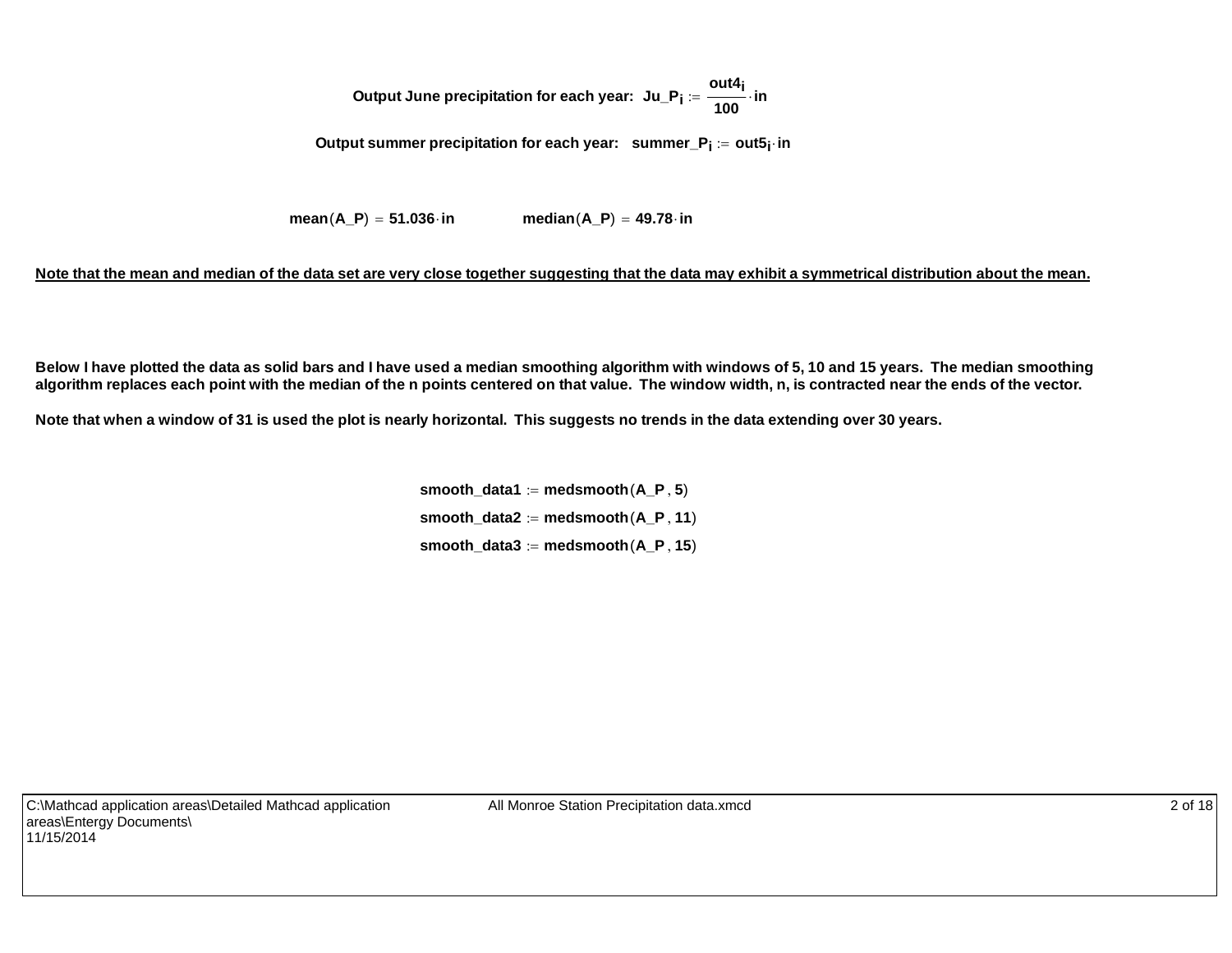**Output June precipitation for each year:** $Ju\_P_i := \frac{out4_i}{100} \cdot in$

**Output summer precipitation for each year:** $summer\_P_i := out5_i \cdot in$

$mean(A\_P) = 51.036 \cdot in$ $\quad\quad$ $median(A\_P) = 49.78 \cdot in$

**Note that the mean and median of the data set are very close together suggesting that the data may exhibit a symmetrical distribution about the mean.**

**Below I have plotted the data as solid bars and I have used a median smoothing algorithm with windows of 5, 10 and 15 years. The median smoothing algorithm replaces each point with the median of the n points centered on that value. The window width, n, is contracted near the ends of the vector.**

**Note that when a window of 31 is used the plot is nearly horizontal. This suggests no trends in the data extending over 30 years.**

$smooth\_data1 := medsmooth(A\_P, 5)$

$smooth\_data2 := medsmooth(A\_P, 11)$

$smooth\_data3 := medsmooth(A\_P, 15)$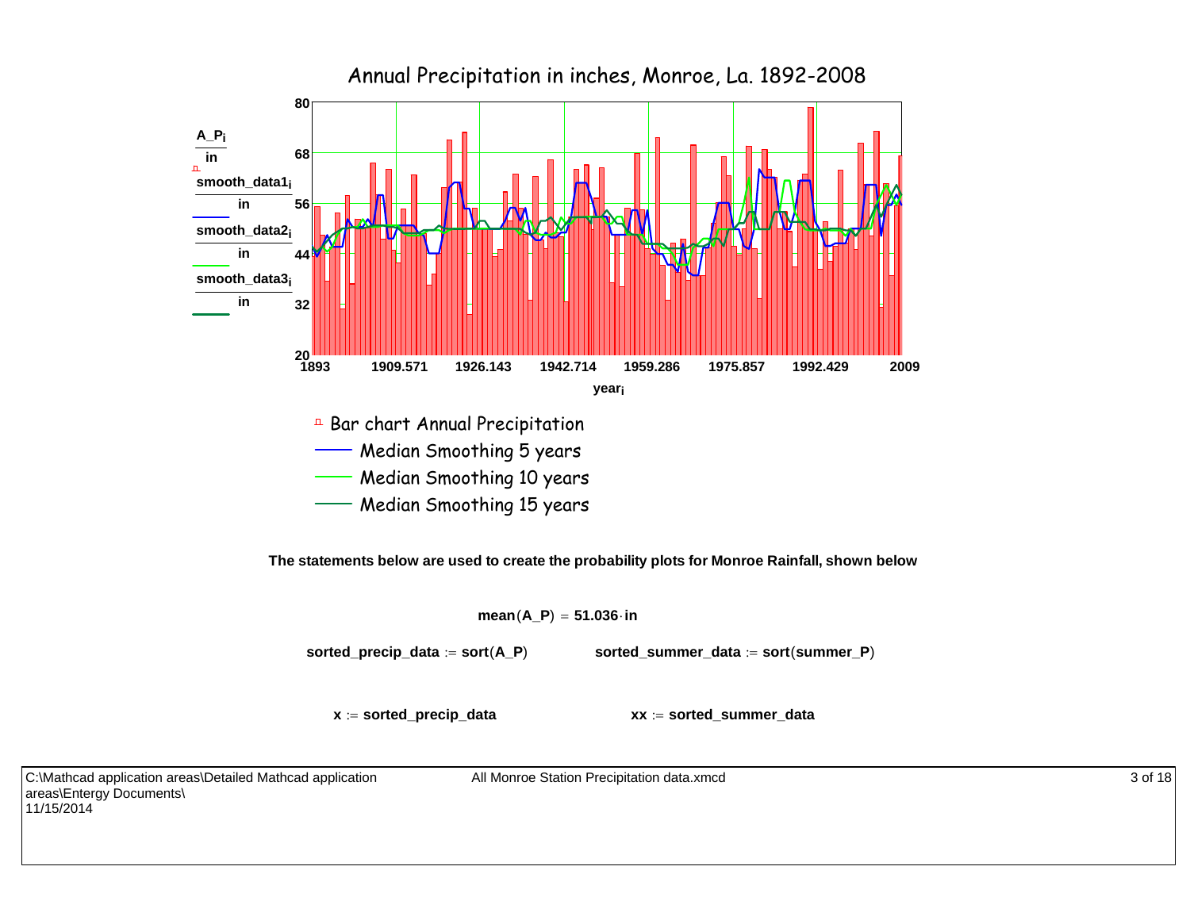## Annual Precipitation in inches, Monroe, La. 1892-2008

Bar chart Annual Precipitation

Median Smoothing 5 years

Median Smoothing 10 years

Median Smoothing 15 years

**The statements below are used to create the probability plots for Monroe Rainfall, shown below**

$$\mathrm{mean}(A\_P) = 51.036 \cdot \mathrm{in}$$

$\mathrm{sorted\_precip\_data} := \mathrm{sort}(A\_P)$ $\qquad$ $\mathrm{sorted\_summer\_data} := \mathrm{sort}(\mathrm{summer\_P})$

$x := \mathrm{sorted\_precip\_data}$ $\qquad$ $xx := \mathrm{sorted\_summer\_data}$

C:\Mathcad application areas\Detailed Mathcad application areas\Entergy Documents\
11/15/2014

All Monroe Station Precipitation data.xmcd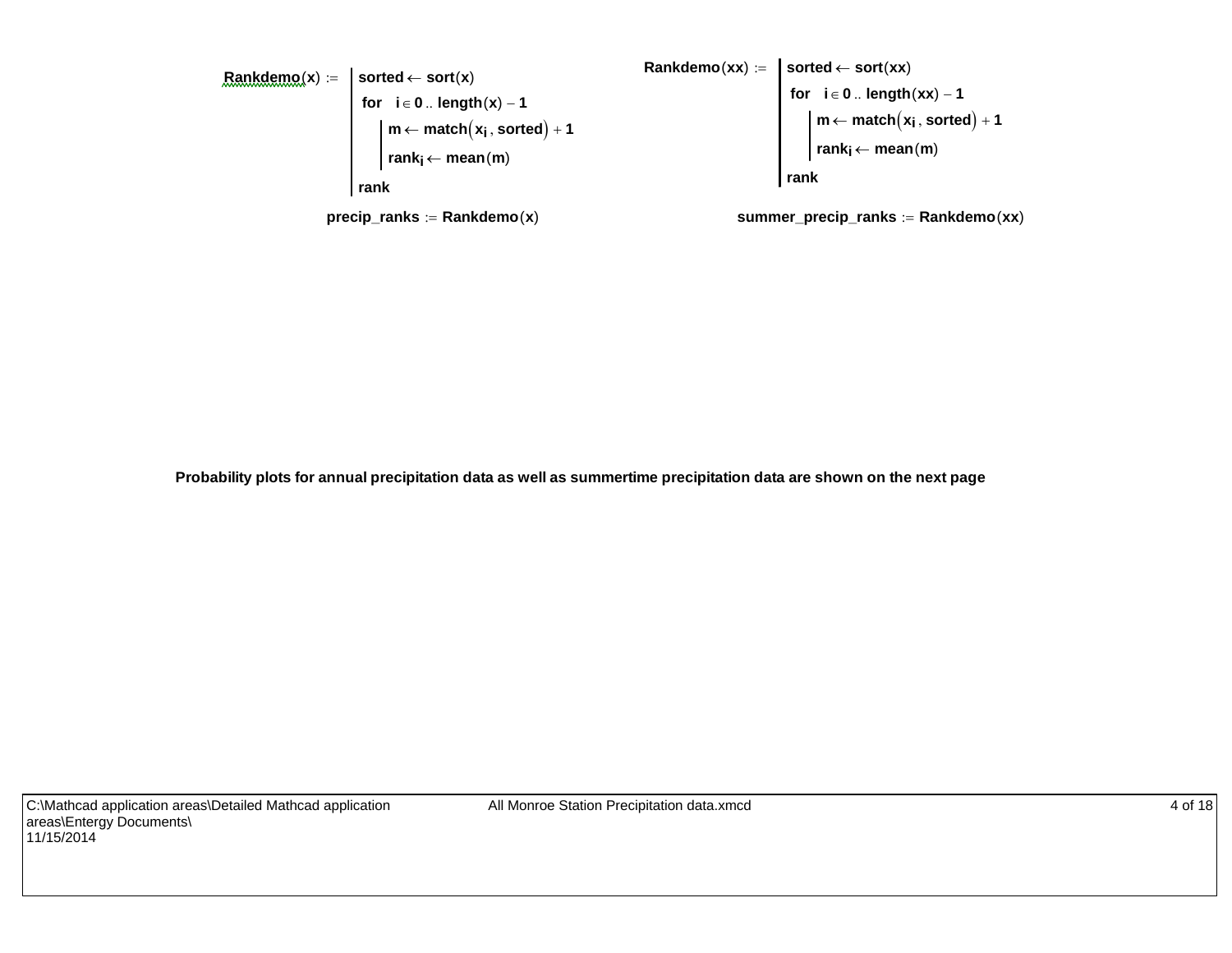```
Rankdemo(x) := | sorted ← sort(x)
               | for  i ∈ 0 .. length(x) − 1
               |     | m ← match(x_i , sorted) + 1
               |     | rank_i ← mean(m)
               | rank
```

precip_ranks := Rankdemo(x)

```
Rankdemo(xx) := | sorted ← sort(xx)
                | for  i ∈ 0 .. length(xx) − 1
                |     | m ← match(x_i , sorted) + 1
                |     | rank_i ← mean(m)
                | rank
```

summer_precip_ranks := Rankdemo(xx)

**Probability plots for annual precipitation data as well as summertime precipitation data are shown on the next page**

C:\Mathcad application areas\Detailed Mathcad application areas\Entergy Documents\
11/15/2014

All Monroe Station Precipitation data.xmcd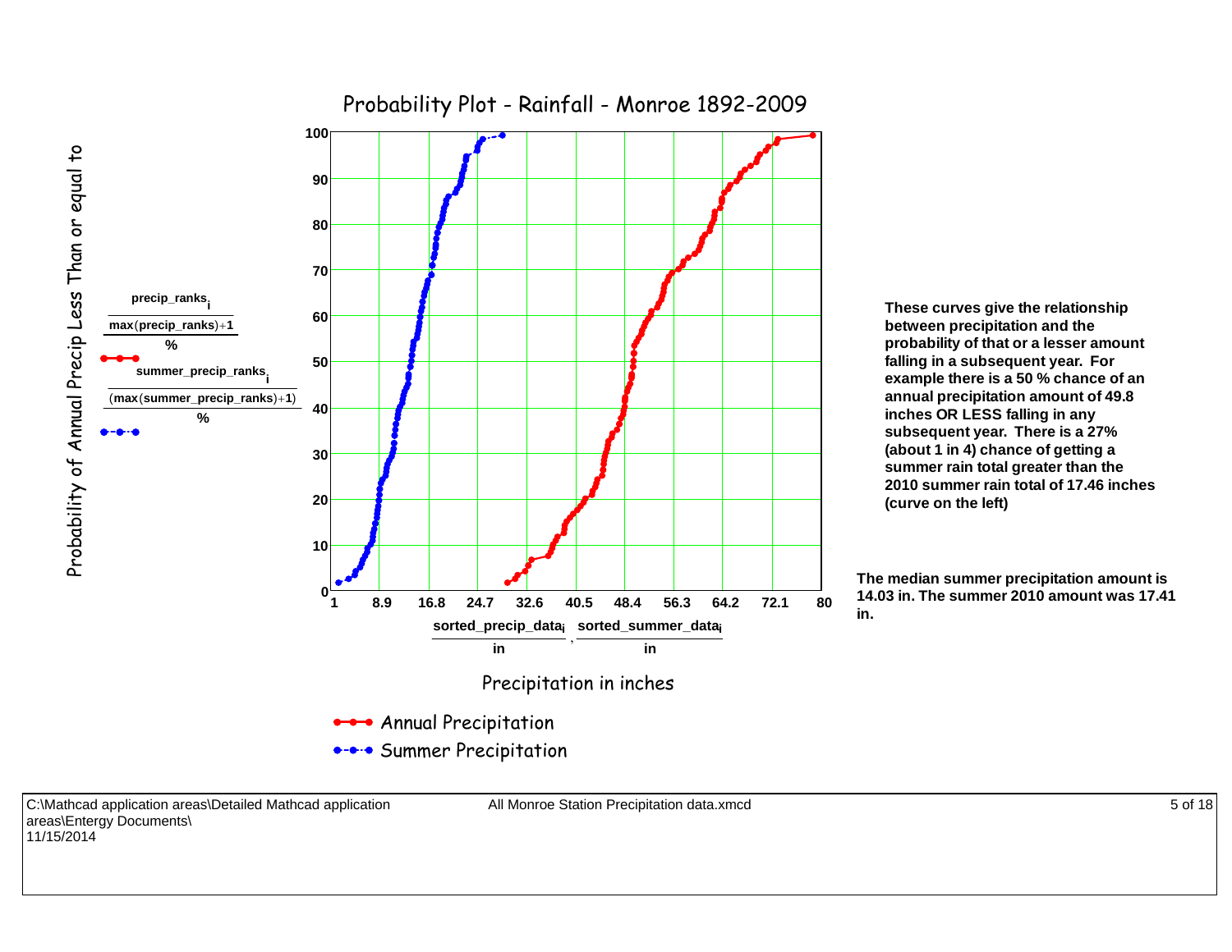# Probability Plot - Rainfall - Monroe 1892-2009

Probability of Annual Precip Less Than or equal to

$$\frac{\frac{precip\_ranks_i}{max(precip\_ranks)+1}}{\%}$$

$$\frac{\frac{summer\_precip\_ranks_i}{(max(summer\_precip\_ranks)+1)}}{\%}$$

$$\frac{sorted\_precip\_data_i}{in}, \frac{sorted\_summer\_data_i}{in}$$

Precipitation in inches

- Annual Precipitation
- Summer Precipitation

**These curves give the relationship between precipitation and the probability of that or a lesser amount falling in a subsequent year. For example there is a 50 % chance of an annual precipitation amount of 49.8 inches OR LESS falling in any subsequent year. There is a 27% (about 1 in 4) chance of getting a summer rain total greater than the 2010 summer rain total of 17.46 inches (curve on the left)**

**The median summer precipitation amount is 14.03 in. The summer 2010 amount was 17.41 in.**

C:\Mathcad application areas\Detailed Mathcad application areas\Entergy Documents\
11/15/2014

All Monroe Station Precipitation data.xmcd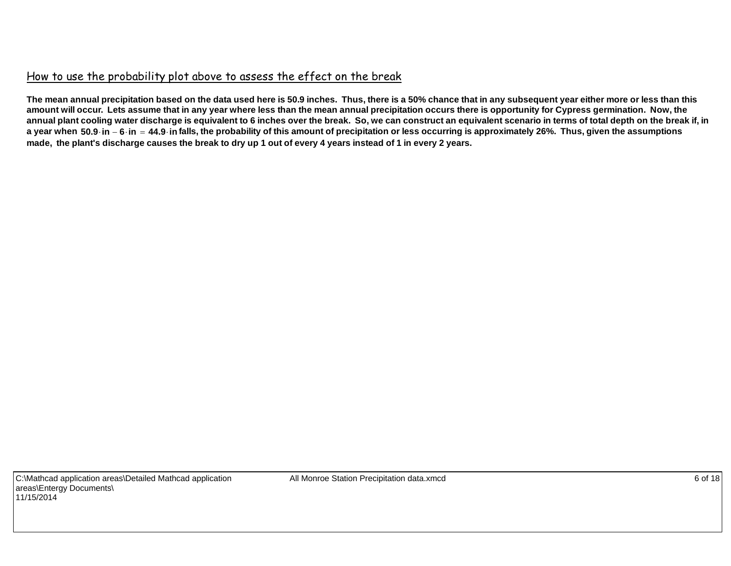## How to use the probability plot above to assess the effect on the break

**The mean annual precipitation based on the data used here is 50.9 inches. Thus, there is a 50% chance that in any subsequent year either more or less than this amount will occur. Lets assume that in any year where less than the mean annual precipitation occurs there is opportunity for Cypress germination. Now, the annual plant cooling water discharge is equivalent to 6 inches over the break. So, we can construct an equivalent scenario in terms of total depth on the break if, in a year when $50.9 \cdot in - 6 \cdot in = 44.9 \cdot in$ falls, the probability of this amount of precipitation or less occurring is approximately 26%. Thus, given the assumptions made, the plant's discharge causes the break to dry up 1 out of every 4 years instead of 1 in every 2 years.**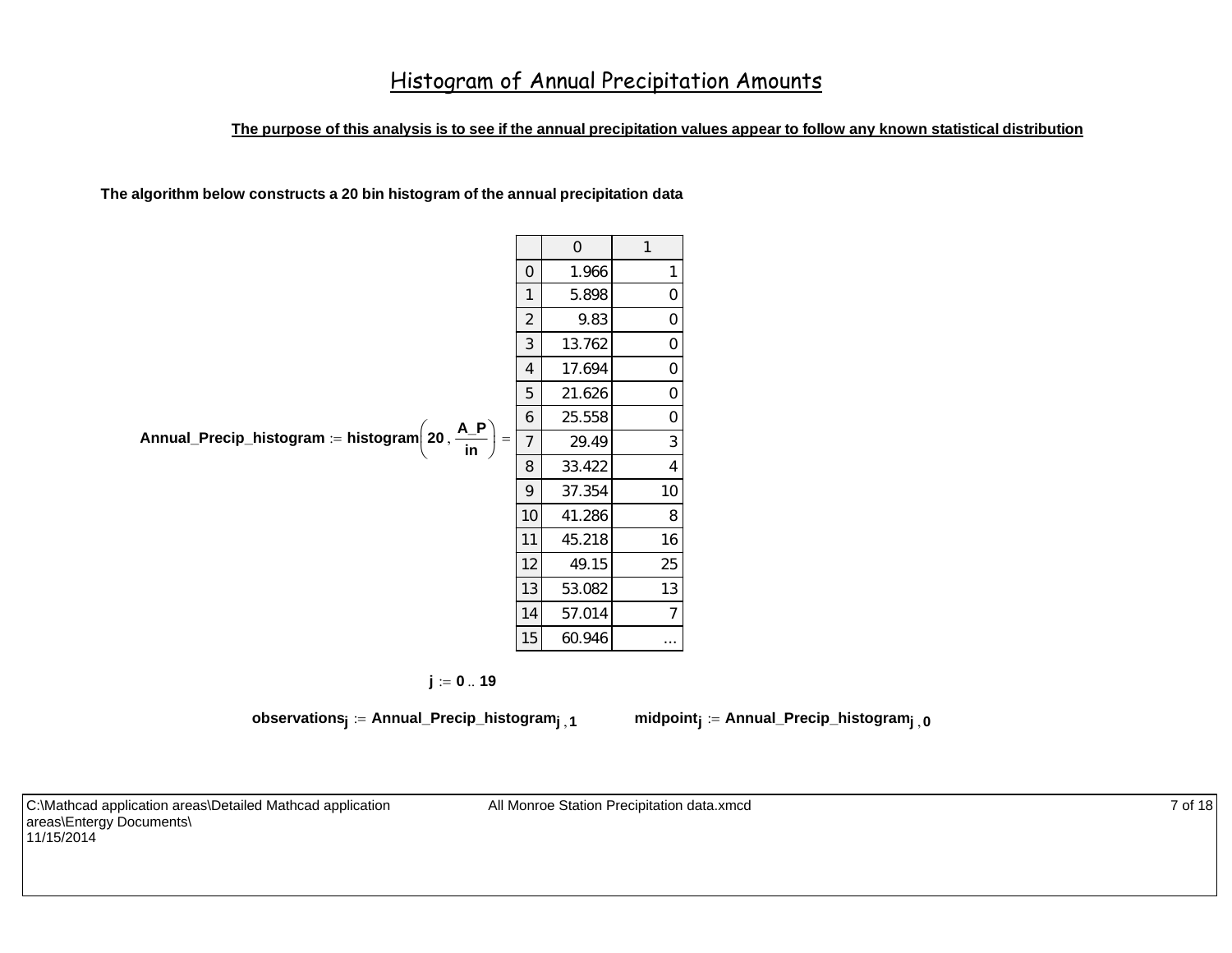# Histogram of Annual Precipitation Amounts

**The purpose of this analysis is to see if the annual precipitation values appear to follow any known statistical distribution**

**The algorithm below constructs a 20 bin histogram of the annual precipitation data**

$$\text{Annual\_Precip\_histogram} := \text{histogram}\left(20, \frac{\text{A\_P}}{\text{in}}\right) =$$

| | 0 | 1 |
|---|---|---|
| 0 | 1.966 | 1 |
| 1 | 5.898 | 0 |
| 2 | 9.83 | 0 |
| 3 | 13.762 | 0 |
| 4 | 17.694 | 0 |
| 5 | 21.626 | 0 |
| 6 | 25.558 | 0 |
| 7 | 29.49 | 3 |
| 8 | 33.422 | 4 |
| 9 | 37.354 | 10 |
| 10 | 41.286 | 8 |
| 11 | 45.218 | 16 |
| 12 | 49.15 | 25 |
| 13 | 53.082 | 13 |
| 14 | 57.014 | 7 |
| 15 | 60.946 | ... |

$$j := 0 .. 19$$

$$\text{observations}_j := \text{Annual\_Precip\_histogram}_{j,1} \qquad \text{midpoint}_j := \text{Annual\_Precip\_histogram}_{j,0}$$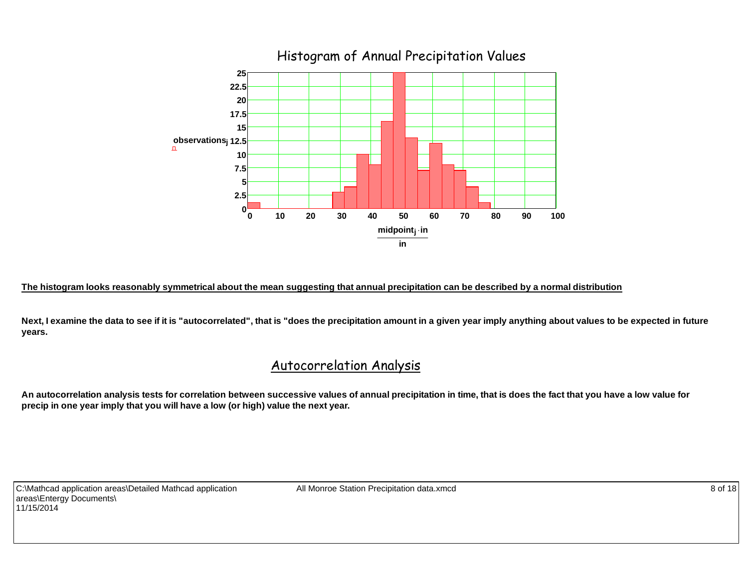## Histogram of Annual Precipitation Values

**The histogram looks reasonably symmetrical about the mean suggesting that annual precipitation can be described by a normal distribution**

**Next, I examine the data to see if it is "autocorrelated", that is "does the precipitation amount in a given year imply anything about values to be expected in future years.**

## Autocorrelation Analysis

**An autocorrelation analysis tests for correlation between successive values of annual precipitation in time, that is does the fact that you have a low value for precip in one year imply that you will have a low (or high) value the next year.**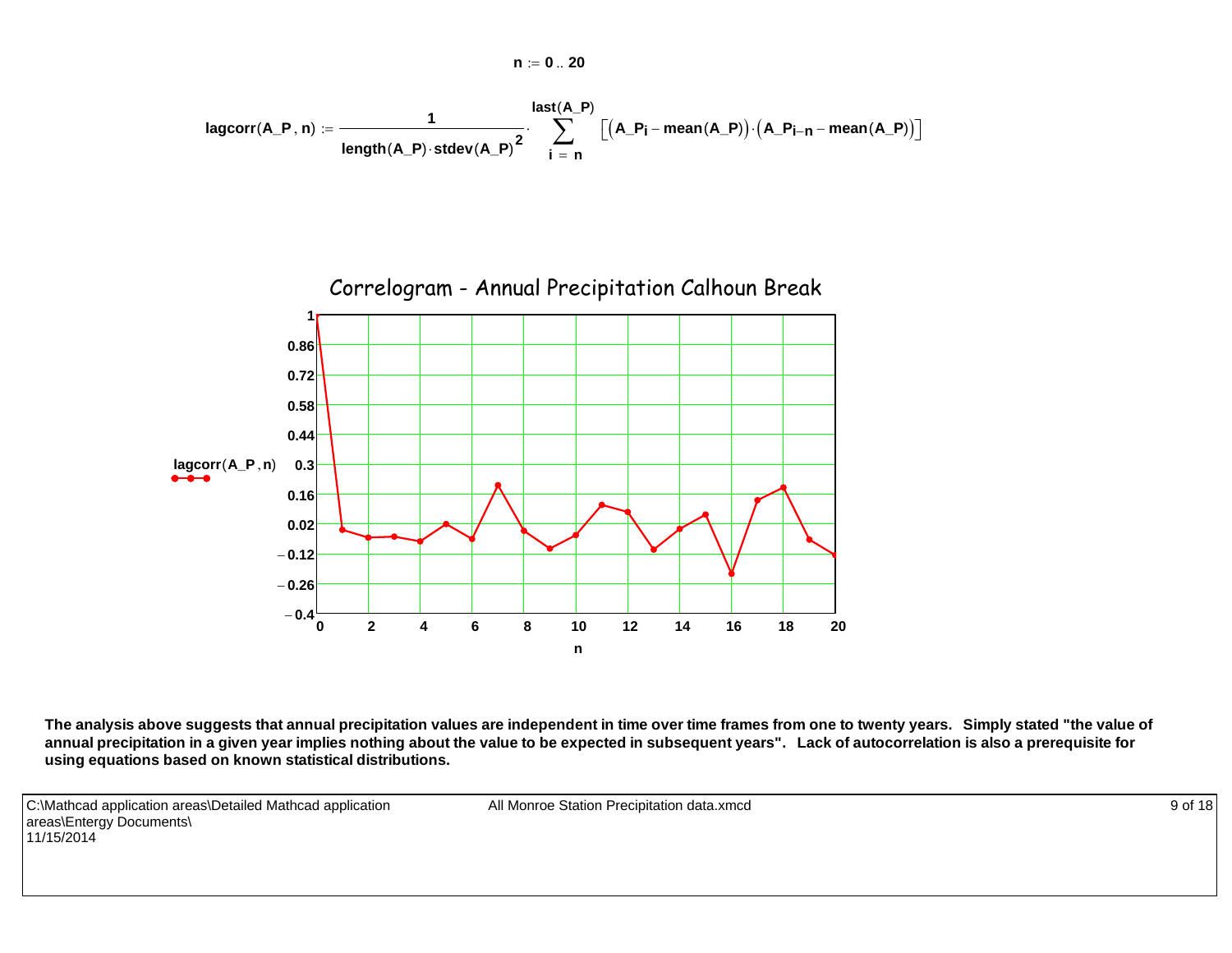$$n := 0 .. 20$$

$$\text{lagcorr}(A\_P, n) := \frac{1}{\text{length}(A\_P) \cdot \text{stdev}(A\_P)^2} \cdot \sum_{i = n}^{\text{last}(A\_P)} \left[ \left( A\_P_i - \text{mean}(A\_P) \right) \cdot \left( A\_P_{i-n} - \text{mean}(A\_P) \right) \right]$$

Correlogram - Annual Precipitation Calhoun Break

**The analysis above suggests that annual precipitation values are independent in time over time frames from one to twenty years. Simply stated "the value of annual precipitation in a given year implies nothing about the value to be expected in subsequent years". Lack of autocorrelation is also a prerequisite for using equations based on known statistical distributions.**

C:\Mathcad application areas\Detailed Mathcad application areas\Entergy Documents\
11/15/2014

All Monroe Station Precipitation data.xmcd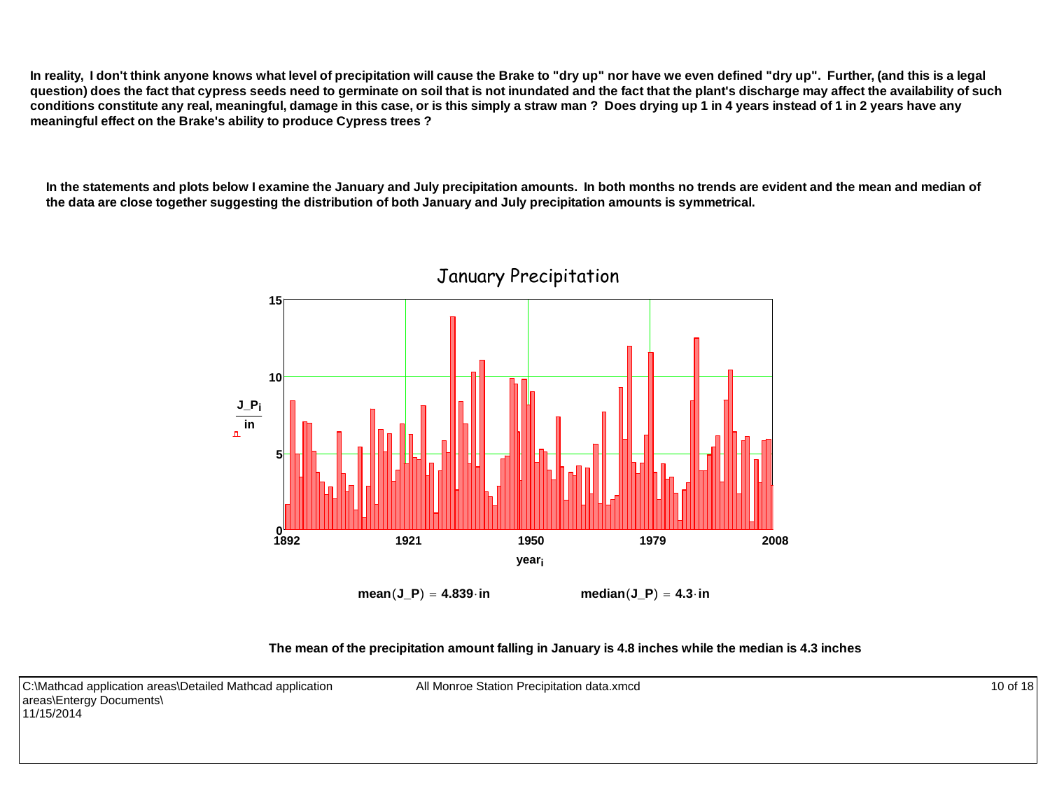**In reality, I don't think anyone knows what level of precipitation will cause the Brake to "dry up" nor have we even defined "dry up". Further, (and this is a legal question) does the fact that cypress seeds need to germinate on soil that is not inundated and the fact that the plant's discharge may affect the availability of such conditions constitute any real, meaningful, damage in this case, or is this simply a straw man ? Does drying up 1 in 4 years instead of 1 in 2 years have any meaningful effect on the Brake's ability to produce Cypress trees ?**

**In the statements and plots below I examine the January and July precipitation amounts. In both months no trends are evident and the mean and median of the data are close together suggesting the distribution of both January and July precipitation amounts is symmetrical.**

January Precipitation

$$\text{mean}(J\_P) = 4.839 \cdot \text{in} \qquad \text{median}(J\_P) = 4.3 \cdot \text{in}$$

**The mean of the precipitation amount falling in January is 4.8 inches while the median is 4.3 inches**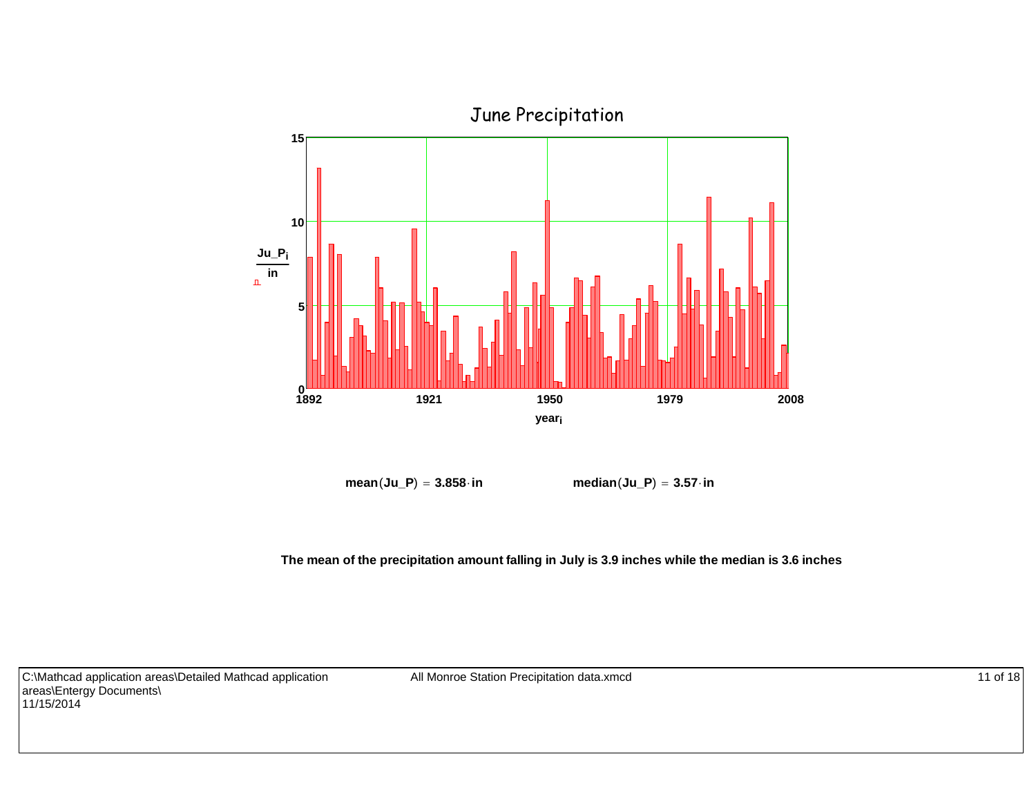## June Precipitation

$\text{mean}(Ju\_P) = 3.858 \cdot in$ $\quad\quad$ $\text{median}(Ju\_P) = 3.57 \cdot in$

**The mean of the precipitation amount falling in July is 3.9 inches while the median is 3.6 inches**

C:\Mathcad application areas\Detailed Mathcad application areas\Entergy Documents\
11/15/2014

All Monroe Station Precipitation data.xmcd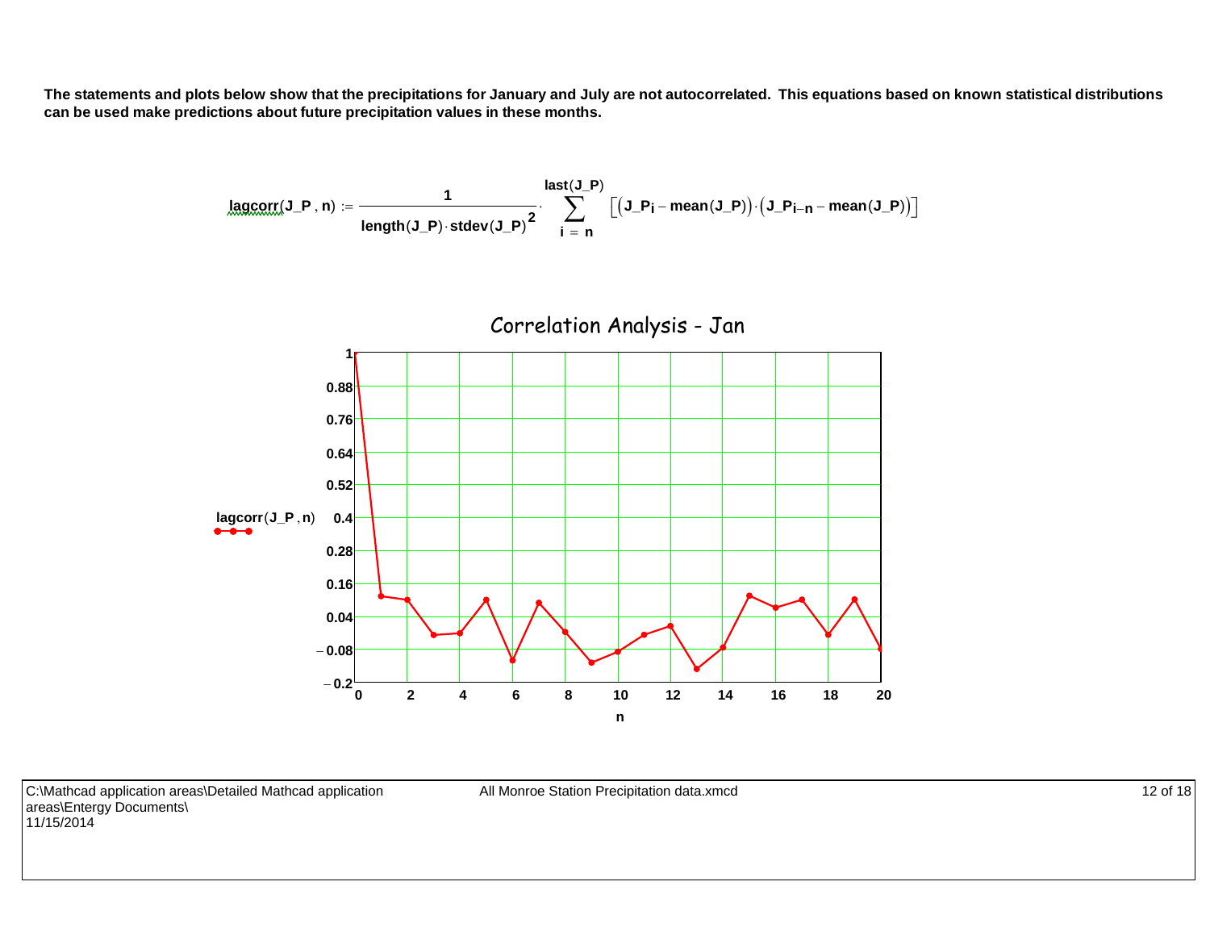**The statements and plots below show that the precipitations for January and July are not autocorrelated. This equations based on known statistical distributions can be used make predictions about future precipitation values in these months.**

$$\text{lagcorr}(J\_P, n) := \frac{1}{\text{length}(J\_P) \cdot \text{stdev}(J\_P)^2} \cdot \sum_{i=n}^{\text{last}(J\_P)} \left[ \left( J\_P_i - \text{mean}(J\_P) \right) \cdot \left( J\_P_{i-n} - \text{mean}(J\_P) \right) \right]$$

Correlation Analysis - Jan

lagcorr(J_P, n)

n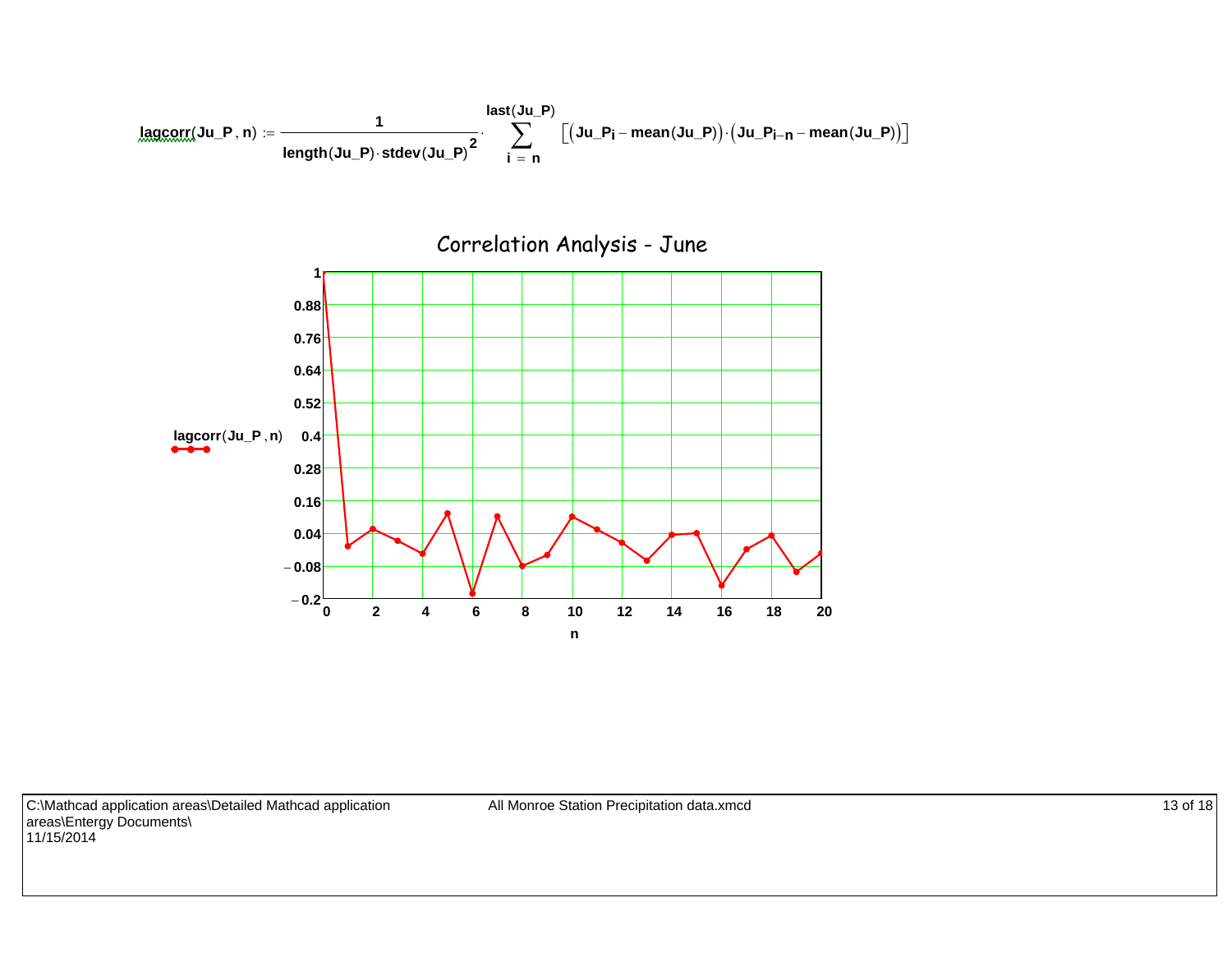$$\text{lagcorr}(\text{Ju\_P}, n) := \frac{1}{\text{length}(\text{Ju\_P}) \cdot \text{stdev}(\text{Ju\_P})^2} \cdot \sum_{i=n}^{\text{last}(\text{Ju\_P})} \left[ \left( \text{Ju\_P}_i - \text{mean}(\text{Ju\_P}) \right) \cdot \left( \text{Ju\_P}_{i-n} - \text{mean}(\text{Ju\_P}) \right) \right]$$

Correlation Analysis - June

lagcorr(Ju_P , n)

n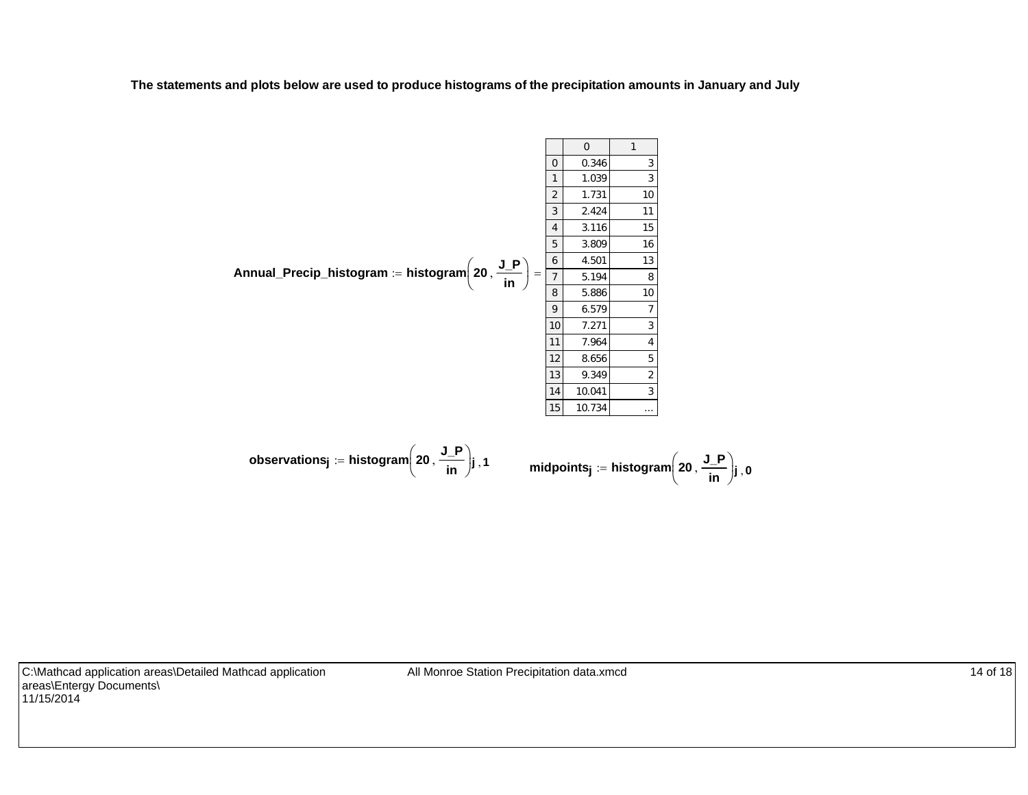**The statements and plots below are used to produce histograms of the precipitation amounts in January and July**

$$\textbf{Annual\_Precip\_histogram} := \textbf{histogram}\left(20, \frac{\textbf{J\_P}}{\textbf{in}}\right) =$$

| | 0 | 1 |
|---|---|---|
| 0 | 0.346 | 3 |
| 1 | 1.039 | 3 |
| 2 | 1.731 | 10 |
| 3 | 2.424 | 11 |
| 4 | 3.116 | 15 |
| 5 | 3.809 | 16 |
| 6 | 4.501 | 13 |
| 7 | 5.194 | 8 |
| 8 | 5.886 | 10 |
| 9 | 6.579 | 7 |
| 10 | 7.271 | 3 |
| 11 | 7.964 | 4 |
| 12 | 8.656 | 5 |
| 13 | 9.349 | 2 |
| 14 | 10.041 | 3 |
| 15 | 10.734 | ... |

$$\textbf{observations}_j := \textbf{histogram}\left(20, \frac{\textbf{J\_P}}{\textbf{in}}\right)_{j,1} \qquad \textbf{midpoints}_j := \textbf{histogram}\left(20, \frac{\textbf{J\_P}}{\textbf{in}}\right)_{j,0}$$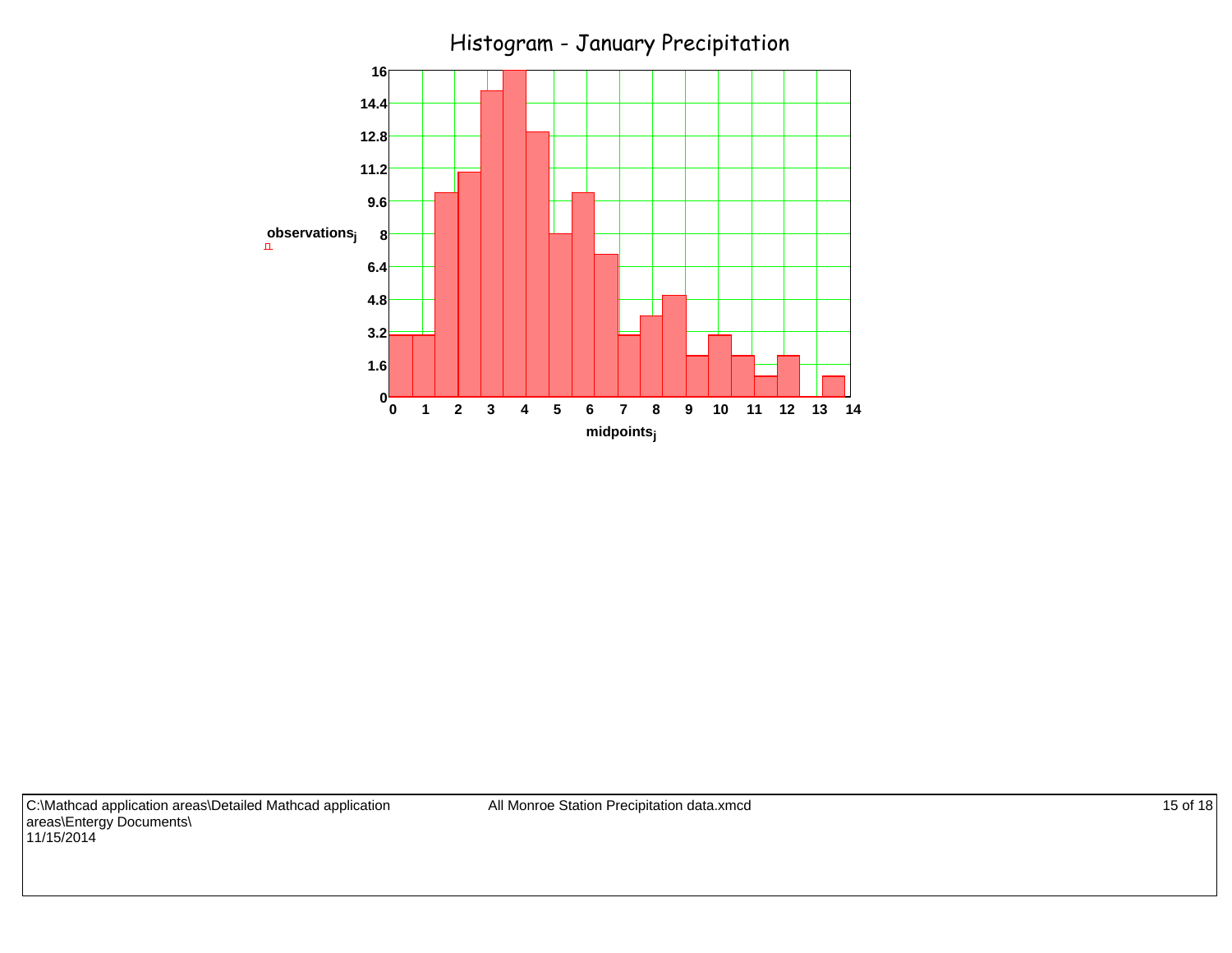# Histogram - January Precipitation

| midpoints (approx.) | observations |
|---|---|
| 0.25 | 3 |
| 0.75 | 3 |
| 1.25 | 10 |
| 1.75 | 11 |
| 2.25 | 15 |
| 2.75 | 16 |
| 3.25 | 13 |
| 3.75 | 8 |
| 4.25 | 10 |
| 4.75 | 7 |
| 5.25 | 3 |
| 5.75 | 4 |
| 6.25 | 5 |
| 6.75 | 2 |
| 7.25 | 3 |
| 7.75 | 2 |
| 8.25 | 1 |
| 8.75 | 2 |
| 9.25 | 0 |
| 9.75 | 1 |

Y-axis: $observations_j$ (0 to 16)

X-axis: $midpoints_j$ (0 to 14)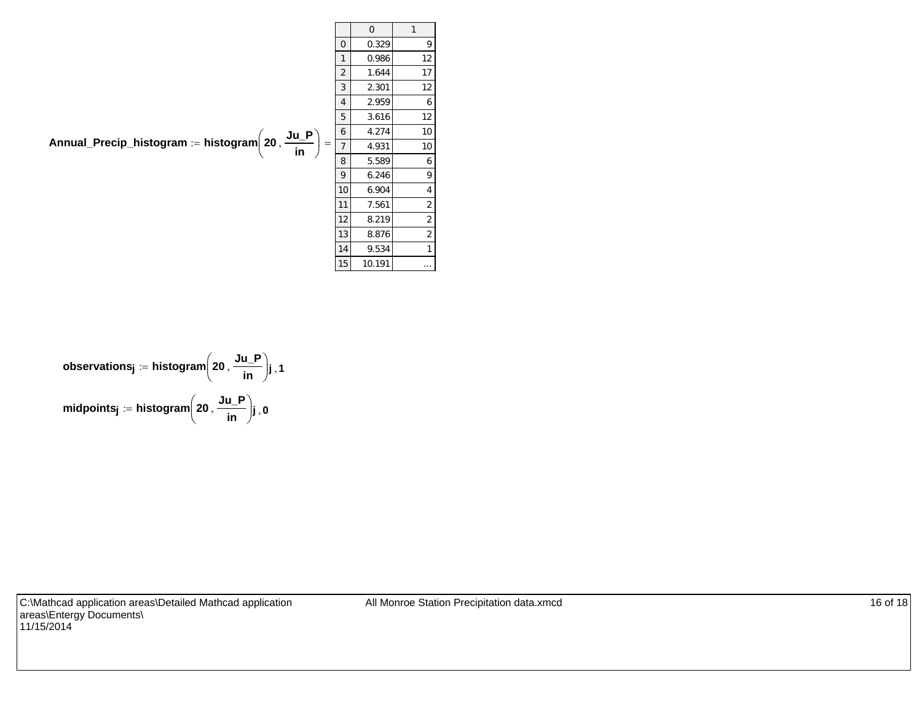$$\mathbf{Annual\_Precip\_histogram} := \mathbf{histogram}\left(20, \frac{\mathbf{Ju\_P}}{\mathbf{in}}\right) =$$

|  | 0 | 1 |
|---|---|---|
| 0 | 0.329 | 9 |
| 1 | 0.986 | 12 |
| 2 | 1.644 | 17 |
| 3 | 2.301 | 12 |
| 4 | 2.959 | 6 |
| 5 | 3.616 | 12 |
| 6 | 4.274 | 10 |
| 7 | 4.931 | 10 |
| 8 | 5.589 | 6 |
| 9 | 6.246 | 9 |
| 10 | 6.904 | 4 |
| 11 | 7.561 | 2 |
| 12 | 8.219 | 2 |
| 13 | 8.876 | 2 |
| 14 | 9.534 | 1 |
| 15 | 10.191 | ... |

$$\mathbf{observations}_{\mathbf{j}} := \mathbf{histogram}\left(20, \frac{\mathbf{Ju\_P}}{\mathbf{in}}\right)_{\mathbf{j},1}$$

$$\mathbf{midpoints}_{\mathbf{j}} := \mathbf{histogram}\left(20, \frac{\mathbf{Ju\_P}}{\mathbf{in}}\right)_{\mathbf{j},0}$$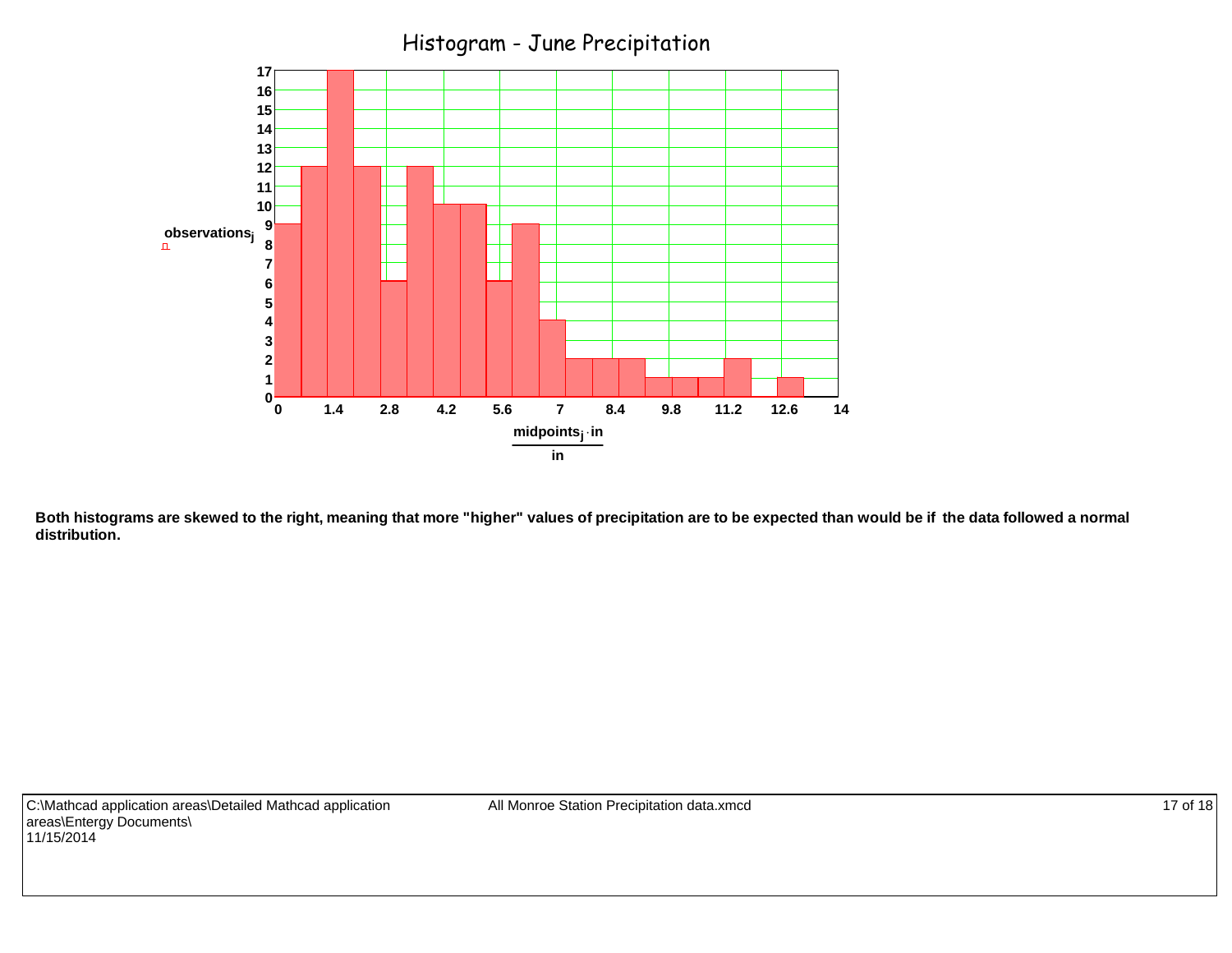# Histogram - June Precipitation

| $\frac{midpoints_j \cdot in}{in}$ | $observations_j$ |
|---|---|
| 0 | 9 |
| 0.7 | 12 |
| 1.4 | 17 |
| 2.1 | 12 |
| 2.8 | 6 |
| 3.5 | 12 |
| 4.2 | 10 |
| 4.9 | 10 |
| 5.6 | 6 |
| 6.3 | 9 |
| 7.0 | 4 |
| 7.7 | 2 |
| 8.4 | 2 |
| 9.1 | 2 |
| 9.8 | 1 |
| 10.5 | 1 |
| 11.2 | 1 |
| 11.9 | 2 |
| 12.6 | 0 |
| 13.3 | 1 |

**Both histograms are skewed to the right, meaning that more "higher" values of precipitation are to be expected than would be if the data followed a normal distribution.**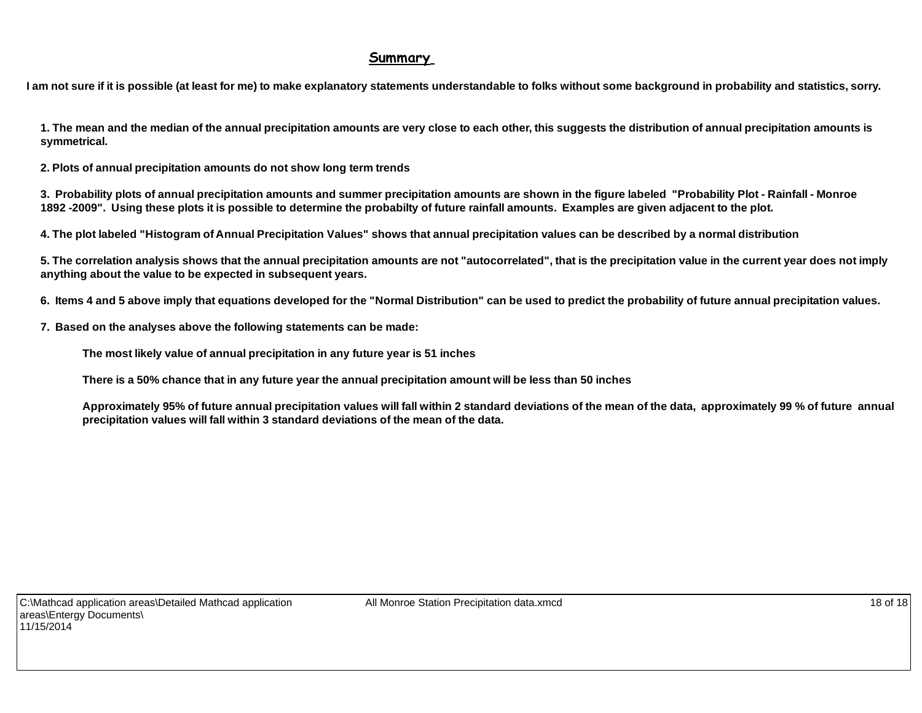## Summary

I am not sure if it is possible (at least for me) to make explanatory statements understandable to folks without some background in probability and statistics, sorry.

1. The mean and the median of the annual precipitation amounts are very close to each other, this suggests the distribution of annual precipitation amounts is symmetrical.

2. Plots of annual precipitation amounts do not show long term trends

3. Probability plots of annual precipitation amounts and summer precipitation amounts are shown in the figure labeled "Probability Plot - Rainfall - Monroe 1892 -2009". Using these plots it is possible to determine the probabilty of future rainfall amounts. Examples are given adjacent to the plot.

4. The plot labeled "Histogram of Annual Precipitation Values" shows that annual precipitation values can be described by a normal distribution

5. The correlation analysis shows that the annual precipitation amounts are not "autocorrelated", that is the precipitation value in the current year does not imply anything about the value to be expected in subsequent years.

6. Items 4 and 5 above imply that equations developed for the "Normal Distribution" can be used to predict the probability of future annual precipitation values.

7. Based on the analyses above the following statements can be made:

   The most likely value of annual precipitation in any future year is 51 inches

   There is a 50% chance that in any future year the annual precipitation amount will be less than 50 inches

   Approximately 95% of future annual precipitation values will fall within 2 standard deviations of the mean of the data, approximately 99 % of future annual precipitation values will fall within 3 standard deviations of the mean of the data.

C:\Mathcad application areas\Detailed Mathcad application areas\Entergy Documents\
11/15/2014

All Monroe Station Precipitation data.xmcd